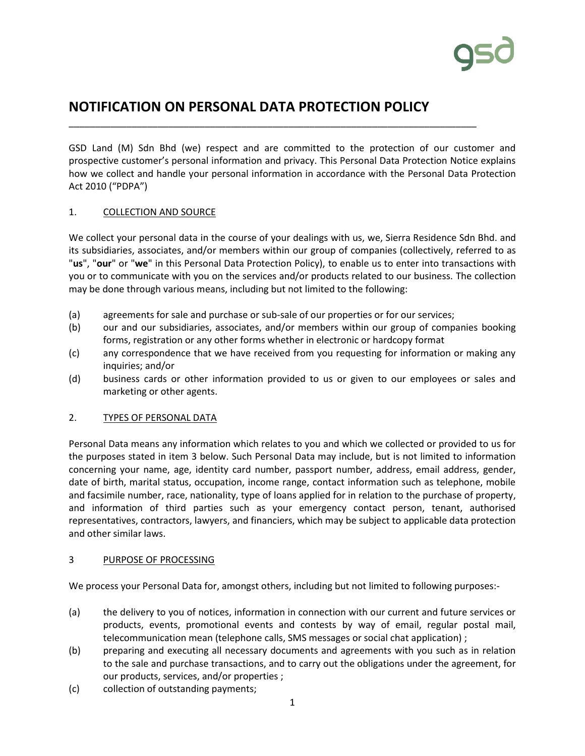# NOTIFICATION ON PERSONAL DATA PROTECTION POLICY

GSD Land (M) Sdn Bhd (we) respect and are committed to the protection of our customer and prospective customer's personal information and privacy. This Personal Data Protection Notice explains how we collect and handle your personal information in accordance with the Personal Data Protection Act 2010 ("PDPA")

## 1. COLLECTION AND SOURCE

We collect your personal data in the course of your dealings with us, we, Sierra Residence Sdn Bhd. and its subsidiaries, associates, and/or members within our group of companies (collectively, referred to as "**us**", "**our**" or "**we**" in this Personal Data Protection Policy), to enable us to enter into transactions with you or to communicate with you on the services and/or products related to our business. The collection may be done through various means, including but not limited to the following:

(a) agreements for sale and purchase or sub-sale of our properties or for our services;

(b) our and our subsidiaries, associates, and/or members within our group of companies booking forms, registration or any other forms whether in electronic or hardcopy format

(c) any correspondence that we have received from you requesting for information or making any inquiries; and/or

(d) business cards or other information provided to us or given to our employees or sales and marketing or other agents.

## 2. TYPES OF PERSONAL DATA

Personal Data means any information which relates to you and which we collected or provided to us for the purposes stated in item 3 below. Such Personal Data may include, but is not limited to information concerning your name, age, identity card number, passport number, address, email address, gender, date of birth, marital status, occupation, income range, contact information such as telephone, mobile and facsimile number, race, nationality, type of loans applied for in relation to the purchase of property, and information of third parties such as your emergency contact person, tenant, authorised representatives, contractors, lawyers, and financiers, which may be subject to applicable data protection and other similar laws.

## 3 PURPOSE OF PROCESSING

We process your Personal Data for, amongst others, including but not limited to following purposes:-

(a) the delivery to you of notices, information in connection with our current and future services or products, events, promotional events and contests by way of email, regular postal mail, telecommunication mean (telephone calls, SMS messages or social chat application) ;

(b) preparing and executing all necessary documents and agreements with you such as in relation to the sale and purchase transactions, and to carry out the obligations under the agreement, for our products, services, and/or properties ;

(c) collection of outstanding payments;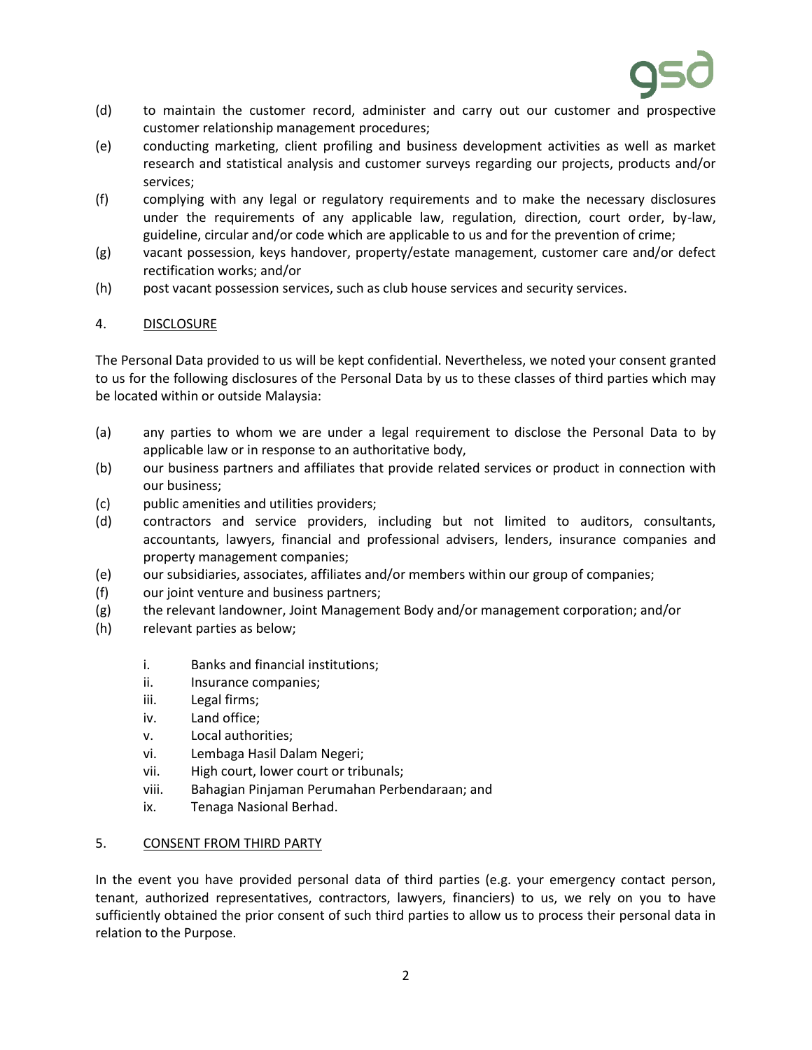(d) to maintain the customer record, administer and carry out our customer and prospective customer relationship management procedures;

(e) conducting marketing, client profiling and business development activities as well as market research and statistical analysis and customer surveys regarding our projects, products and/or services;

(f) complying with any legal or regulatory requirements and to make the necessary disclosures under the requirements of any applicable law, regulation, direction, court order, by-law, guideline, circular and/or code which are applicable to us and for the prevention of crime;

(g) vacant possession, keys handover, property/estate management, customer care and/or defect rectification works; and/or

(h) post vacant possession services, such as club house services and security services.

4. <u>DISCLOSURE</u>

The Personal Data provided to us will be kept confidential. Nevertheless, we noted your consent granted to us for the following disclosures of the Personal Data by us to these classes of third parties which may be located within or outside Malaysia:

(a) any parties to whom we are under a legal requirement to disclose the Personal Data to by applicable law or in response to an authoritative body,

(b) our business partners and affiliates that provide related services or product in connection with our business;

(c) public amenities and utilities providers;

(d) contractors and service providers, including but not limited to auditors, consultants, accountants, lawyers, financial and professional advisers, lenders, insurance companies and property management companies;

(e) our subsidiaries, associates, affiliates and/or members within our group of companies;

(f) our joint venture and business partners;

(g) the relevant landowner, Joint Management Body and/or management corporation; and/or

(h) relevant parties as below;

   i. Banks and financial institutions;
   ii. Insurance companies;
   iii. Legal firms;
   iv. Land office;
   v. Local authorities;
   vi. Lembaga Hasil Dalam Negeri;
   vii. High court, lower court or tribunals;
   viii. Bahagian Pinjaman Perumahan Perbendaraan; and
   ix. Tenaga Nasional Berhad.

5. <u>CONSENT FROM THIRD PARTY</u>

In the event you have provided personal data of third parties (e.g. your emergency contact person, tenant, authorized representatives, contractors, lawyers, financiers) to us, we rely on you to have sufficiently obtained the prior consent of such third parties to allow us to process their personal data in relation to the Purpose.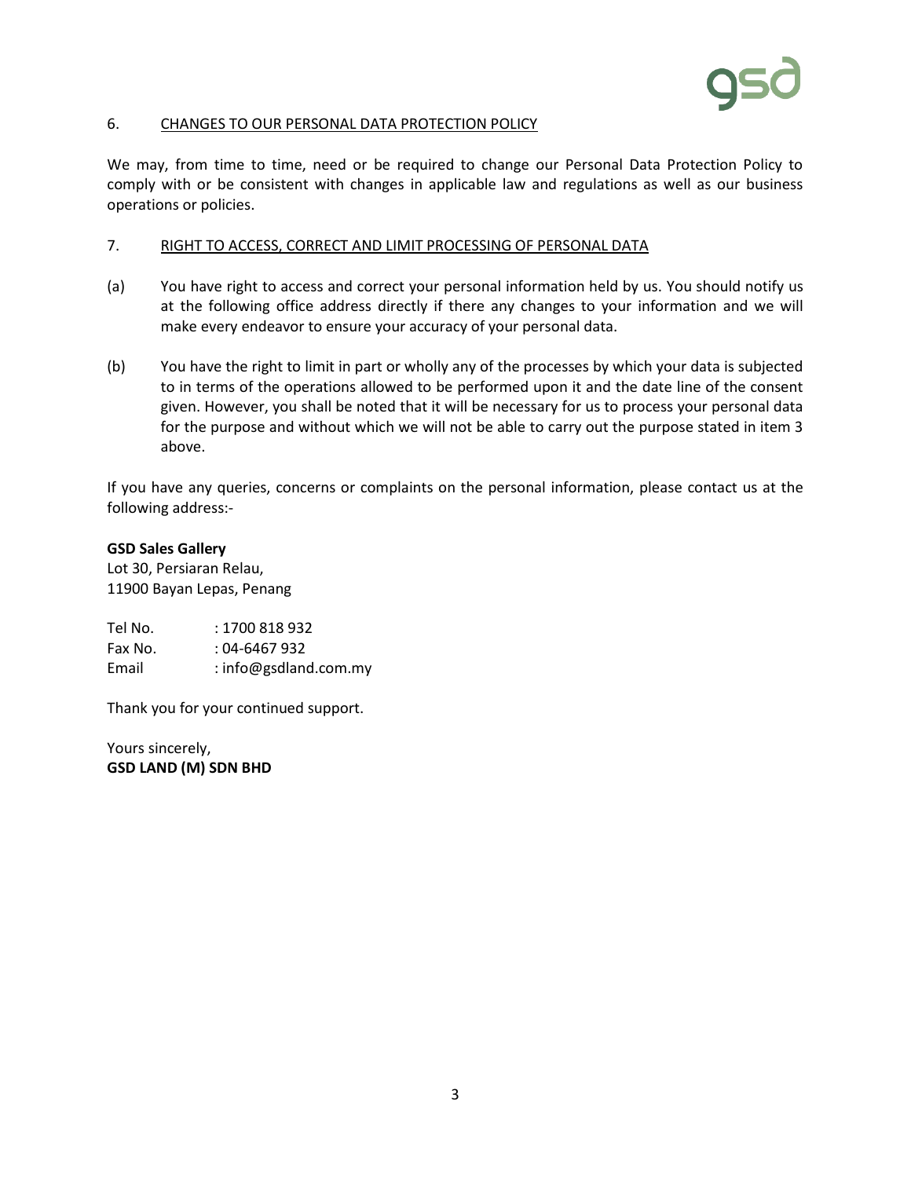## 6. CHANGES TO OUR PERSONAL DATA PROTECTION POLICY

We may, from time to time, need or be required to change our Personal Data Protection Policy to comply with or be consistent with changes in applicable law and regulations as well as our business operations or policies.

## 7. RIGHT TO ACCESS, CORRECT AND LIMIT PROCESSING OF PERSONAL DATA

(a) You have right to access and correct your personal information held by us. You should notify us at the following office address directly if there any changes to your information and we will make every endeavor to ensure your accuracy of your personal data.

(b) You have the right to limit in part or wholly any of the processes by which your data is subjected to in terms of the operations allowed to be performed upon it and the date line of the consent given. However, you shall be noted that it will be necessary for us to process your personal data for the purpose and without which we will not be able to carry out the purpose stated in item 3 above.

If you have any queries, concerns or complaints on the personal information, please contact us at the following address:-

**GSD Sales Gallery**
Lot 30, Persiaran Relau,
11900 Bayan Lepas, Penang

Tel No. : 1700 818 932
Fax No. : 04-6467 932
Email : info@gsdland.com.my

Thank you for your continued support.

Yours sincerely,
**GSD LAND (M) SDN BHD**